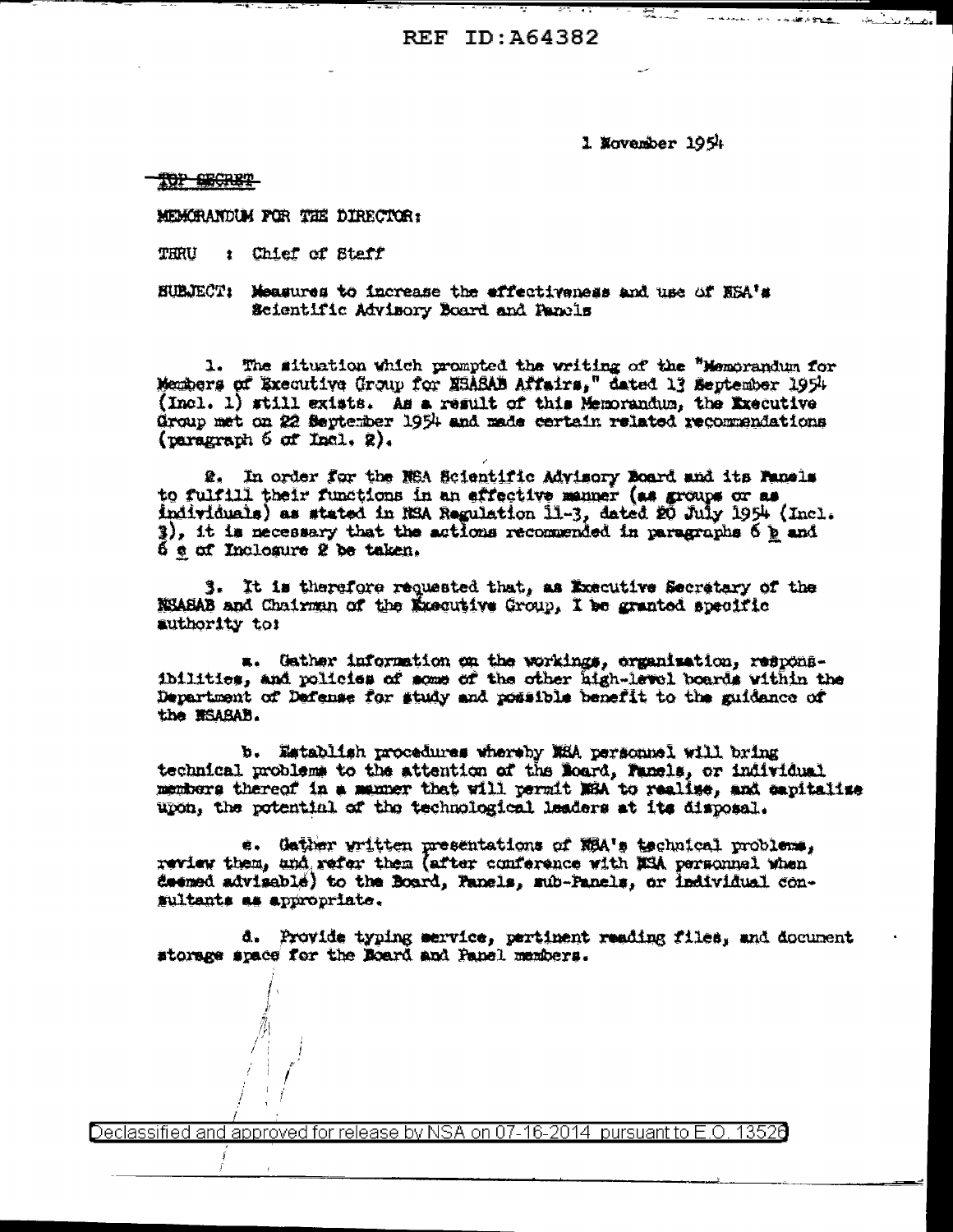1 November 1954

~~TOP SECRET~~

MEMORANDUM FOR THE DIRECTOR:

THRU : Chief of Staff

SUBJECT: Measures to increase the effectiveness and use of NSA's Scientific Advisory Board and Panels

1. The situation which prompted the writing of the "Memorandum for Members of Executive Group for NSASAB Affairs," dated 13 September 1954 (Incl. 1) still exists. As a result of this Memorandum, the Executive Group met on 22 September 1954 and made certain related recommendations (paragraph 6 of Incl. 2).

2. In order for the NSA Scientific Advisory Board and its Panels to fulfill their functions in an effective manner (as groups or as individuals) as stated in NSA Regulation 11-3, dated 20 July 1954 (Incl. 3), it is necessary that the actions recommended in paragraphs 6 b and 6 c of Inclosure 2 be taken.

3. It is therefore requested that, as Executive Secretary of the NSASAB and Chairman of the Executive Group, I be granted specific authority to:

a. Gather information on the workings, organization, responsibilities, and policies of some of the other high-level boards within the Department of Defense for study and possible benefit to the guidance of the NSASAB.

b. Establish procedures whereby NSA personnel will bring technical problems to the attention of the Board, Panels, or individual members thereof in a manner that will permit NSA to realize, and capitalize upon, the potential of the technological leaders at its disposal.

c. Gather written presentations of NSA's technical problems, review them, and refer them (after conference with NSA personnel when deemed advisable) to the Board, Panels, sub-Panels, or individual consultants as appropriate.

d. Provide typing service, pertinent reading files, and document storage space for the Board and Panel members.

Declassified and approved for release by NSA on 07-16-2014 pursuant to E.O. 13526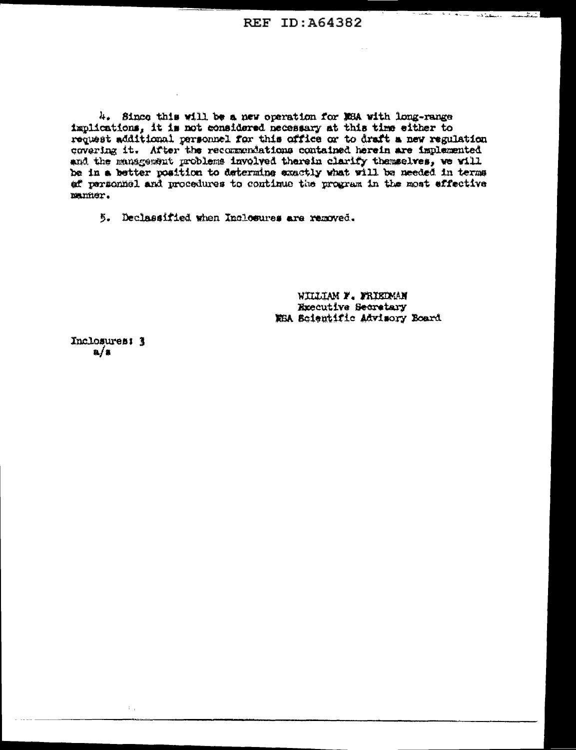4. Since this will be a new operation for NSA with long-range implications, it is not considered necessary at this time either to request additional personnel for this office or to draft a new regulation covering it. After the recommendations contained herein are implemented and the management problems involved therein clarify themselves, we will be in a better position to determine exactly what will be needed in terms of personnel and procedures to continue the program in the most effective manner.

5. Declassified when Inclosures are removed.

WILLIAM F. FRIEDMAN
Executive Secretary
NSA Scientific Advisory Board

Inclosures: 3
a/s